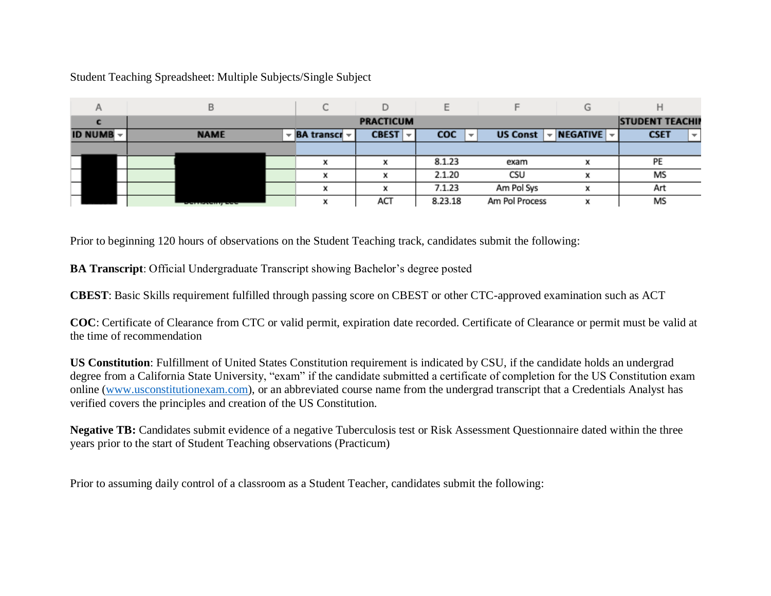Student Teaching Spreadsheet: Multiple Subjects/Single Subject

| A | B | C | D | E | F | G | H |
|---|---|---|---|---|---|---|---|
| c | | PRACTICUM | | | | | STUDENT TEACHIN |
| ID NUMB | NAME | BA transcr | CBEST | COC | US Const | NEGATIVE | CSET |
| | | | | | | | |
| | | x | x | 8.1.23 | exam | x | PE |
| | | x | x | 2.1.20 | CSU | x | MS |
| | | x | x | 7.1.23 | Am Pol Sys | x | Art |
| | | x | ACT | 8.23.18 | Am Pol Process | x | MS |

Prior to beginning 120 hours of observations on the Student Teaching track, candidates submit the following:

**BA Transcript**: Official Undergraduate Transcript showing Bachelor's degree posted

**CBEST**: Basic Skills requirement fulfilled through passing score on CBEST or other CTC-approved examination such as ACT

**COC**: Certificate of Clearance from CTC or valid permit, expiration date recorded. Certificate of Clearance or permit must be valid at the time of recommendation

**US Constitution**: Fulfillment of United States Constitution requirement is indicated by CSU, if the candidate holds an undergrad degree from a California State University, "exam" if the candidate submitted a certificate of completion for the US Constitution exam online (www.usconstitutionexam.com), or an abbreviated course name from the undergrad transcript that a Credentials Analyst has verified covers the principles and creation of the US Constitution.

**Negative TB:** Candidates submit evidence of a negative Tuberculosis test or Risk Assessment Questionnaire dated within the three years prior to the start of Student Teaching observations (Practicum)

Prior to assuming daily control of a classroom as a Student Teacher, candidates submit the following: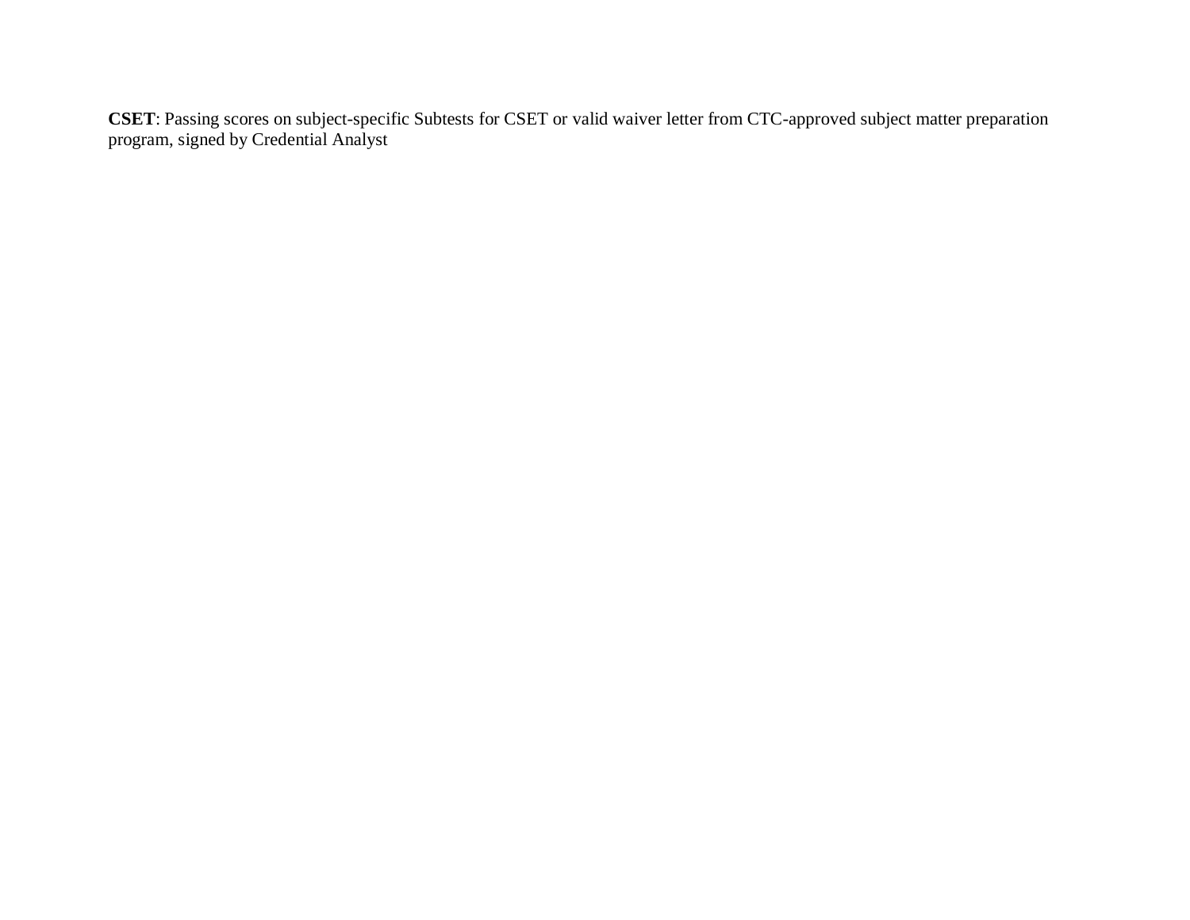**CSET**: Passing scores on subject-specific Subtests for CSET or valid waiver letter from CTC-approved subject matter preparation program, signed by Credential Analyst